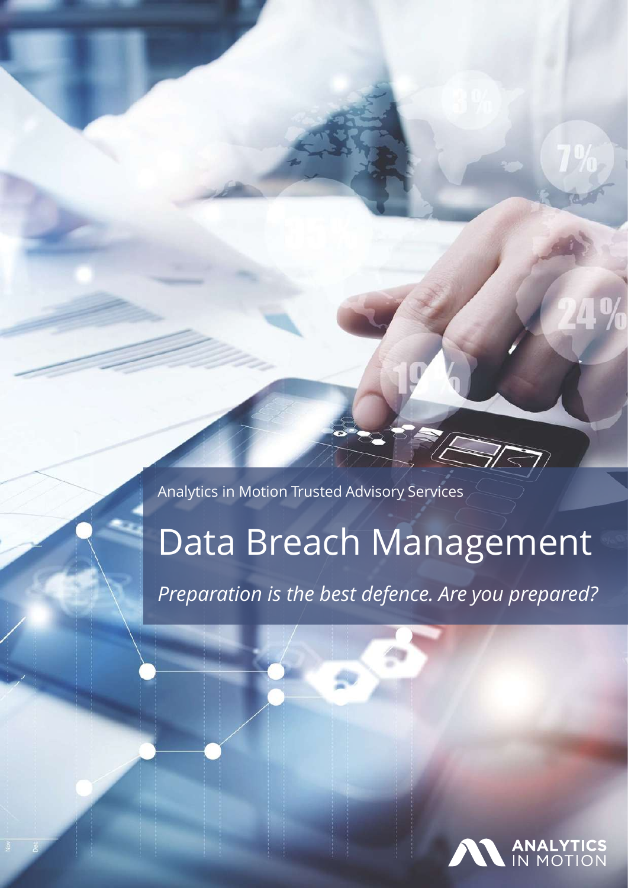Analytics in Motion Trusted Advisory Services

# Data Breach Management

*Preparation is the best defence. Are you prepared?*

ANALYTICS IN MOTION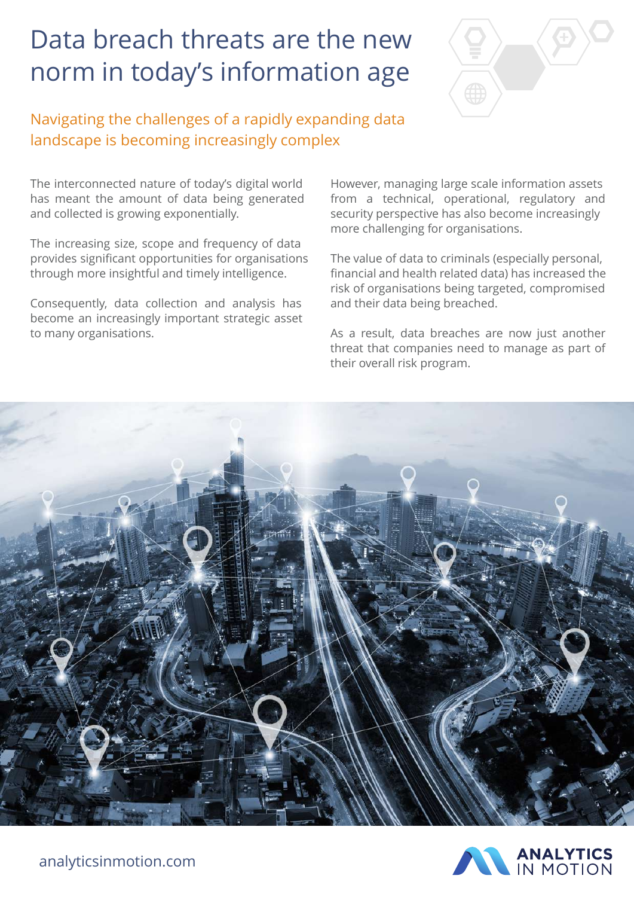# Data breach threats are the new norm in today's information age

## Navigating the challenges of a rapidly expanding data landscape is becoming increasingly complex

The interconnected nature of today's digital world has meant the amount of data being generated and collected is growing exponentially.

The increasing size, scope and frequency of data provides significant opportunities for organisations through more insightful and timely intelligence.

Consequently, data collection and analysis has become an increasingly important strategic asset to many organisations.

However, managing large scale information assets from a technical, operational, regulatory and security perspective has also become increasingly more challenging for organisations.

The value of data to criminals (especially personal, financial and health related data) has increased the risk of organisations being targeted, compromised and their data being breached.

As a result, data breaches are now just another threat that companies need to manage as part of their overall risk program.

analyticsinmotion.com

ANALYTICS IN MOTION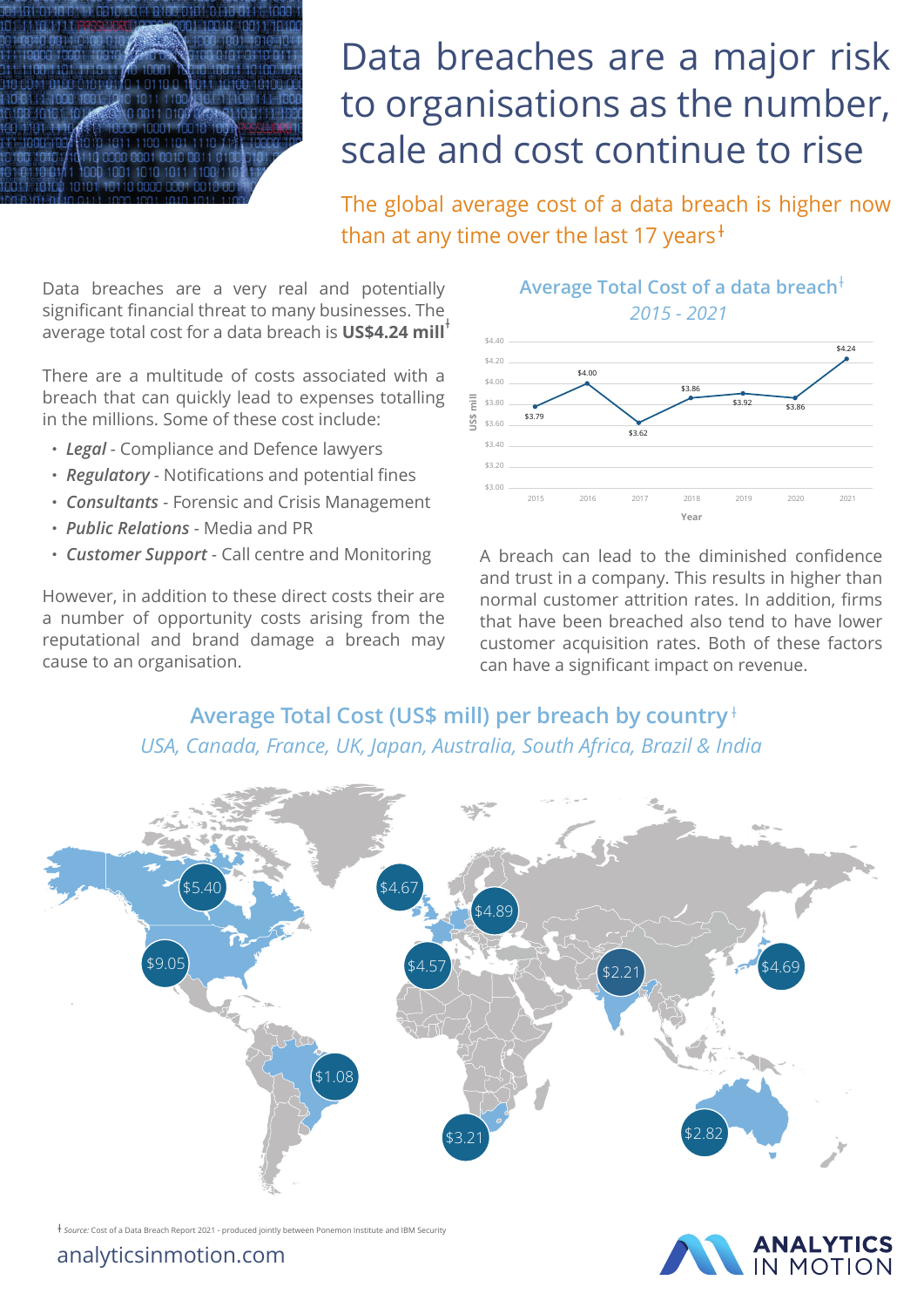# Data breaches are a major risk to organisations as the number, scale and cost continue to rise

## The global average cost of a data breach is higher now than at any time over the last 17 years‡

Data breaches are a very real and potentially significant financial threat to many businesses. The average total cost for a data breach is **US$4.24 mill**‡

There are a multitude of costs associated with a breach that can quickly lead to expenses totalling in the millions. Some of these cost include:

- ***Legal*** - Compliance and Defence lawyers
- ***Regulatory*** - Notifications and potential fines
- ***Consultants*** - Forensic and Crisis Management
- ***Public Relations*** - Media and PR
- ***Customer Support*** - Call centre and Monitoring

However, in addition to these direct costs their are a number of opportunity costs arising from the reputational and brand damage a breach may cause to an organisation.

### Average Total Cost of a data breach‡

*2015 - 2021*

| Year | US$ mill |
|---|---|
| 2015 | $3.79 |
| 2016 | $4.00 |
| 2017 | $3.62 |
| 2018 | $3.86 |
| 2019 | $3.92 |
| 2020 | $3.86 |
| 2021 | $4.24 |

A breach can lead to the diminished confidence and trust in a company. This results in higher than normal customer attrition rates. In addition, firms that have been breached also tend to have lower customer acquisition rates. Both of these factors can have a significant impact on revenue.

### Average Total Cost (US$ mill) per breach by country‡

*USA, Canada, France, UK, Japan, Australia, South Africa, Brazil & India*

| Country | US$ mill |
|---|---|
| USA | $9.05 |
| Canada | $5.40 |
| UK | $4.67 |
| Germany | $4.89 |
| France | $4.57 |
| Japan | $4.69 |
| India | $2.21 |
| Brazil | $1.08 |
| South Africa | $3.21 |
| Australia | $2.82 |

‡ *Source:* Cost of a Data Breach Report 2021 - produced jointly between Ponemon Institute and IBM Security

analyticsinmotion.com

ANALYTICS IN MOTION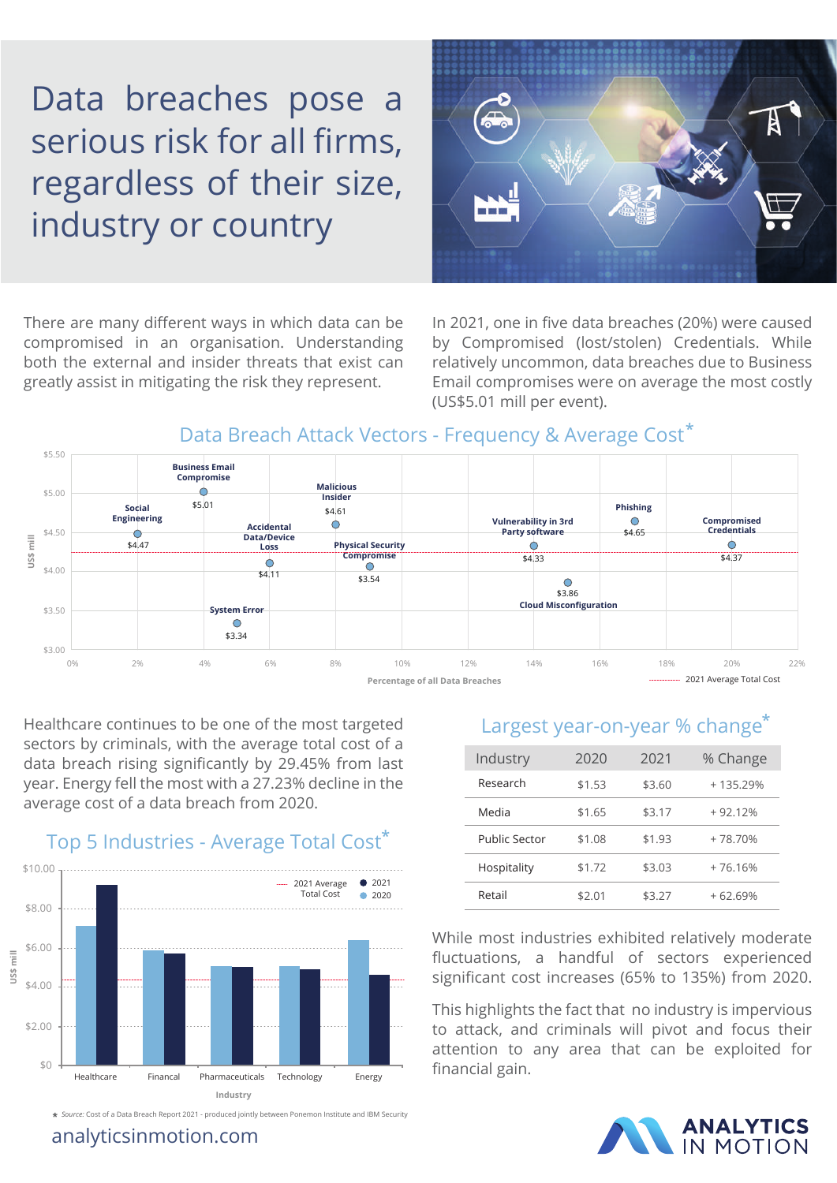# Data breaches pose a serious risk for all firms, regardless of their size, industry or country

There are many different ways in which data can be compromised in an organisation. Understanding both the external and insider threats that exist can greatly assist in mitigating the risk they represent.

In 2021, one in five data breaches (20%) were caused by Compromised (lost/stolen) Credentials. While relatively uncommon, data breaches due to Business Email compromises were on average the most costly (US$5.01 mill per event).

## Data Breach Attack Vectors - Frequency & Average Cost*

| Attack Vector | Percentage of all Data Breaches (approx.) | Average Cost (US$ mill) |
| --- | --- | --- |
| Social Engineering | 2% | $4.47 |
| Business Email Compromise | 4% | $5.01 |
| System Error | 5% | $3.34 |
| Accidental Data/Device Loss | 6% | $4.11 |
| Malicious Insider | 8% | $4.61 |
| Physical Security Compromise | 9% | $3.54 |
| Vulnerability in 3rd Party software | 14% | $4.33 |
| Cloud Misconfiguration | 15% | $3.86 |
| Phishing | 17% | $4.65 |
| Compromised Credentials | 20% | $4.37 |

Percentage of all Data Breaches; ------- 2021 Average Total Cost

Healthcare continues to be one of the most targeted sectors by criminals, with the average total cost of a data breach rising significantly by 29.45% from last year. Energy fell the most with a 27.23% decline in the average cost of a data breach from 2020.

## Top 5 Industries - Average Total Cost*

| Industry | 2020 (US$ mill, approx.) | 2021 (US$ mill, approx.) |
| --- | --- | --- |
| Healthcare | 7.1 | 9.2 |
| Financal | 5.9 | 5.7 |
| Pharmaceuticals | 5.1 | 5.0 |
| Technology | 5.1 | 4.9 |
| Energy | 6.4 | 4.7 |

---- 2021 Average Total Cost

## Largest year-on-year % change*

| Industry | 2020 | 2021 | % Change |
| --- | --- | --- | --- |
| Research | $1.53 | $3.60 | + 135.29% |
| Media | $1.65 | $3.17 | + 92.12% |
| Public Sector | $1.08 | $1.93 | + 78.70% |
| Hospitality | $1.72 | $3.03 | + 76.16% |
| Retail | $2.01 | $3.27 | + 62.69% |

While most industries exhibited relatively moderate fluctuations, a handful of sectors experienced significant cost increases (65% to 135%) from 2020.

This highlights the fact that no industry is impervious to attack, and criminals will pivot and focus their attention to any area that can be exploited for financial gain.

* *Source:* Cost of a Data Breach Report 2021 - produced jointly between Ponemon Institute and IBM Security

analyticsinmotion.com

ANALYTICS IN MOTION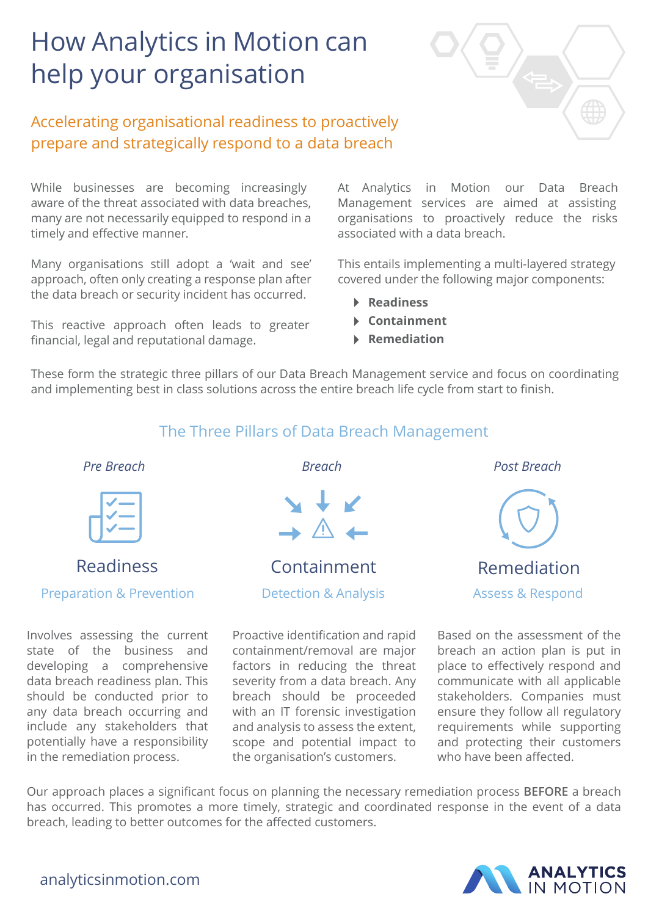# How Analytics in Motion can help your organisation

## Accelerating organisational readiness to proactively prepare and strategically respond to a data breach

While businesses are becoming increasingly aware of the threat associated with data breaches, many are not necessarily equipped to respond in a timely and effective manner.

Many organisations still adopt a 'wait and see' approach, often only creating a response plan after the data breach or security incident has occurred.

This reactive approach often leads to greater financial, legal and reputational damage.

At Analytics in Motion our Data Breach Management services are aimed at assisting organisations to proactively reduce the risks associated with a data breach.

This entails implementing a multi-layered strategy covered under the following major components:

- **Readiness**
- **Containment**
- **Remediation**

These form the strategic three pillars of our Data Breach Management service and focus on coordinating and implementing best in class solutions across the entire breach life cycle from start to finish.

## The Three Pillars of Data Breach Management

*Pre Breach*

### Readiness

Preparation & Prevention

Involves assessing the current state of the business and developing a comprehensive data breach readiness plan. This should be conducted prior to any data breach occurring and include any stakeholders that potentially have a responsibility in the remediation process.

*Breach*

### Containment

Detection & Analysis

Proactive identification and rapid containment/removal are major factors in reducing the threat severity from a data breach. Any breach should be proceeded with an IT forensic investigation and analysis to assess the extent, scope and potential impact to the organisation's customers.

*Post Breach*

### Remediation

Assess & Respond

Based on the assessment of the breach an action plan is put in place to effectively respond and communicate with all applicable stakeholders. Companies must ensure they follow all regulatory requirements while supporting and protecting their customers who have been affected.

Our approach places a significant focus on planning the necessary remediation process **BEFORE** a breach has occurred. This promotes a more timely, strategic and coordinated response in the event of a data breach, leading to better outcomes for the affected customers.

analyticsinmotion.com

ANALYTICS IN MOTION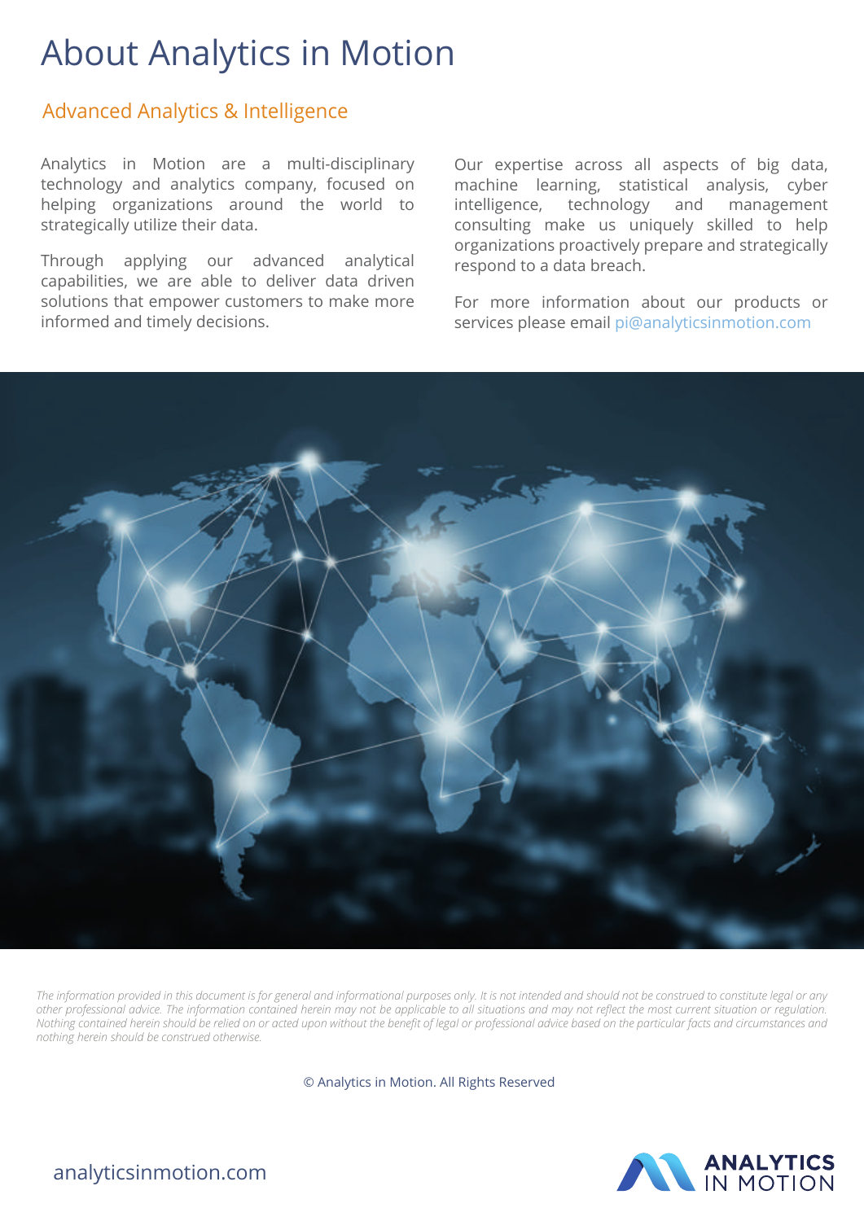# About Analytics in Motion

## Advanced Analytics & Intelligence

Analytics in Motion are a multi-disciplinary technology and analytics company, focused on helping organizations around the world to strategically utilize their data.

Through applying our advanced analytical capabilities, we are able to deliver data driven solutions that empower customers to make more informed and timely decisions.

Our expertise across all aspects of big data, machine learning, statistical analysis, cyber intelligence, technology and management consulting make us uniquely skilled to help organizations proactively prepare and strategically respond to a data breach.

For more information about our products or services please email pi@analyticsinmotion.com

*The information provided in this document is for general and informational purposes only. It is not intended and should not be construed to constitute legal or any other professional advice. The information contained herein may not be applicable to all situations and may not reflect the most current situation or regulation. Nothing contained herein should be relied on or acted upon without the benefit of legal or professional advice based on the particular facts and circumstances and nothing herein should be construed otherwise.*

© Analytics in Motion. All Rights Reserved

analyticsinmotion.com

ANALYTICS IN MOTION